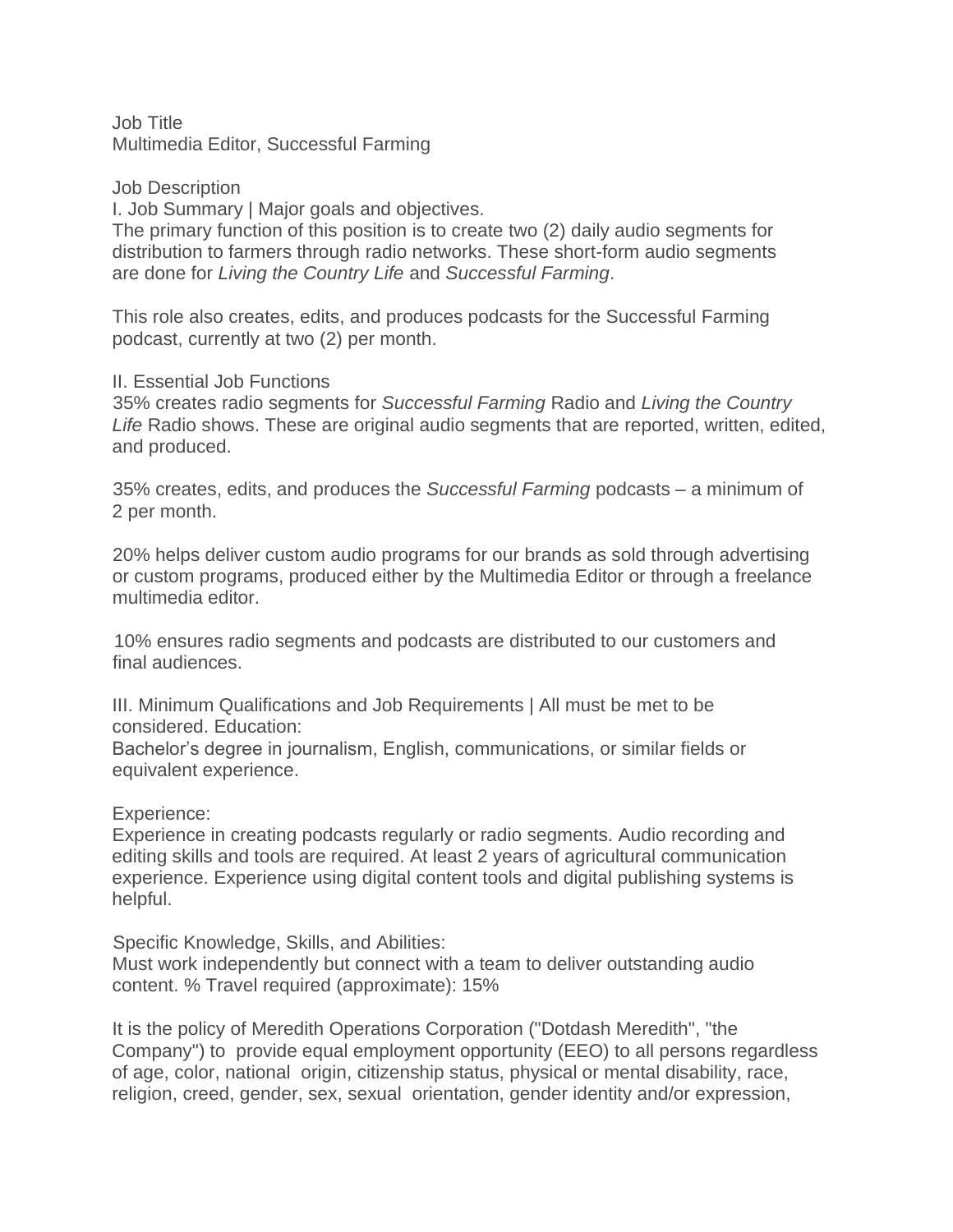Job Title
Multimedia Editor, Successful Farming

Job Description
I. Job Summary | Major goals and objectives.
The primary function of this position is to create two (2) daily audio segments for distribution to farmers through radio networks. These short-form audio segments are done for *Living the Country Life* and *Successful Farming*.

This role also creates, edits, and produces podcasts for the Successful Farming podcast, currently at two (2) per month.

II. Essential Job Functions
35% creates radio segments for *Successful Farming* Radio and *Living the Country Life* Radio shows. These are original audio segments that are reported, written, edited, and produced.

35% creates, edits, and produces the *Successful Farming* podcasts – a minimum of 2 per month.

20% helps deliver custom audio programs for our brands as sold through advertising or custom programs, produced either by the Multimedia Editor or through a freelance multimedia editor.

10% ensures radio segments and podcasts are distributed to our customers and final audiences.

III. Minimum Qualifications and Job Requirements | All must be met to be considered. Education:
Bachelor's degree in journalism, English, communications, or similar fields or equivalent experience.

Experience:
Experience in creating podcasts regularly or radio segments. Audio recording and editing skills and tools are required. At least 2 years of agricultural communication experience. Experience using digital content tools and digital publishing systems is helpful.

Specific Knowledge, Skills, and Abilities:
Must work independently but connect with a team to deliver outstanding audio content. % Travel required (approximate): 15%

It is the policy of Meredith Operations Corporation ("Dotdash Meredith", "the Company") to provide equal employment opportunity (EEO) to all persons regardless of age, color, national origin, citizenship status, physical or mental disability, race, religion, creed, gender, sex, sexual orientation, gender identity and/or expression,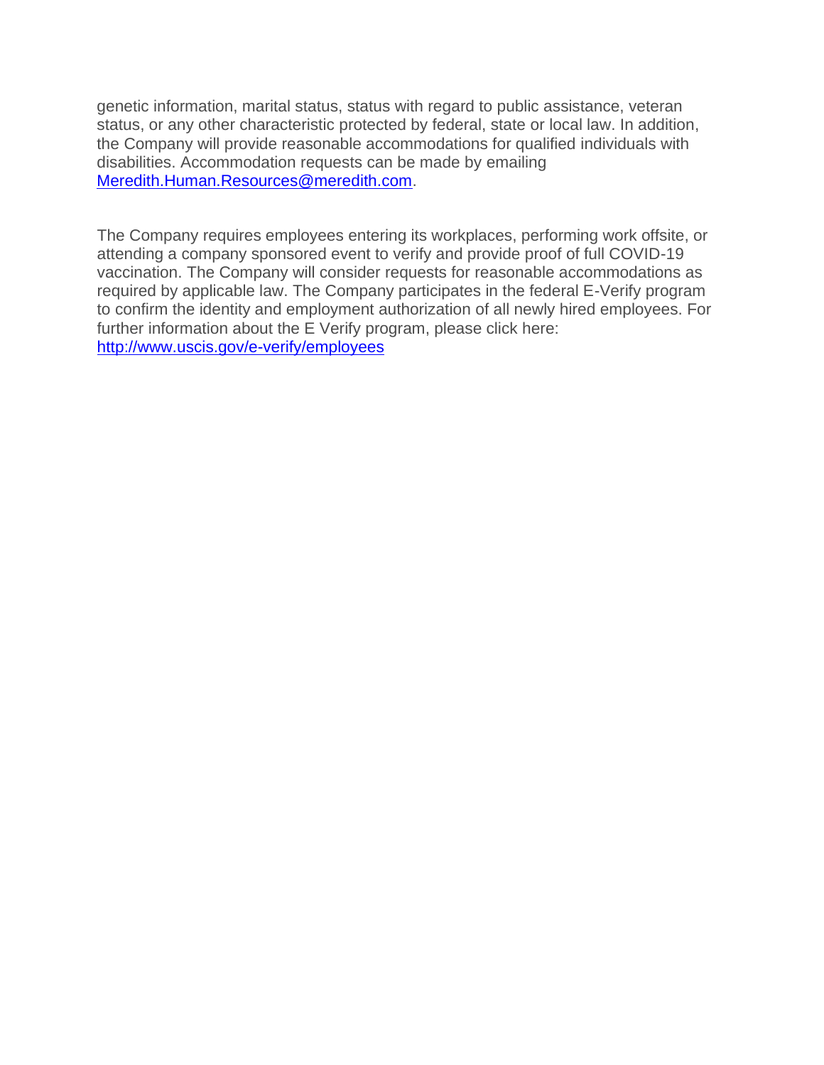genetic information, marital status, status with regard to public assistance, veteran status, or any other characteristic protected by federal, state or local law. In addition, the Company will provide reasonable accommodations for qualified individuals with disabilities. Accommodation requests can be made by emailing [Meredith.Human.Resources@meredith.com](mailto:Meredith.Human.Resources@meredith.com).

The Company requires employees entering its workplaces, performing work offsite, or attending a company sponsored event to verify and provide proof of full COVID-19 vaccination. The Company will consider requests for reasonable accommodations as required by applicable law. The Company participates in the federal E-Verify program to confirm the identity and employment authorization of all newly hired employees. For further information about the E Verify program, please click here: [http://www.uscis.gov/e-verify/employees](http://www.uscis.gov/e-verify/employees)